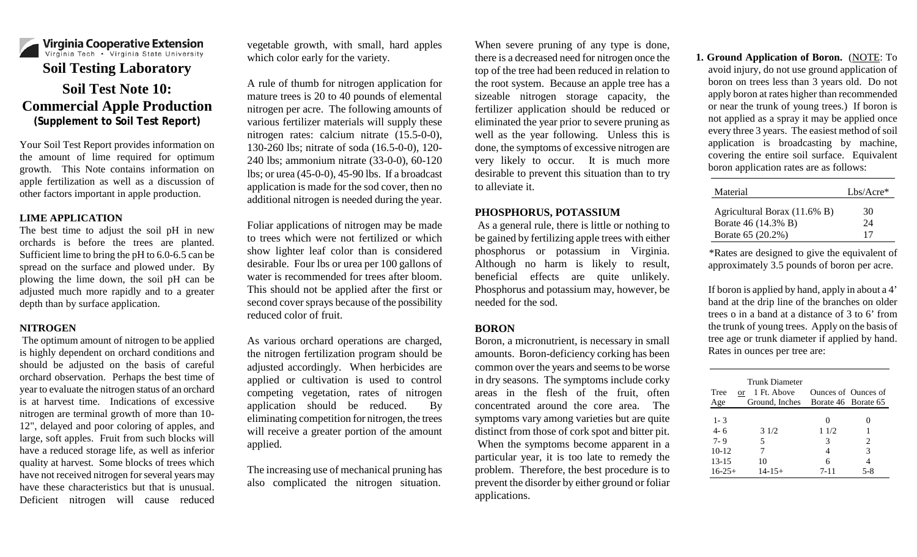Virginia Cooperative Extension
Virginia Tech • Virginia State University

# Soil Testing Laboratory

# Soil Test Note 10: Commercial Apple Production

**(Supplement to Soil Test Report)**

Your Soil Test Report provides information on the amount of lime required for optimum growth. This Note contains information on apple fertilization as well as a discussion of other factors important in apple production.

## LIME APPLICATION

The best time to adjust the soil pH in new orchards is before the trees are planted. Sufficient lime to bring the pH to 6.0-6.5 can be spread on the surface and plowed under. By plowing the lime down, the soil pH can be adjusted much more rapidly and to a greater depth than by surface application.

## NITROGEN

The optimum amount of nitrogen to be applied is highly dependent on orchard conditions and should be adjusted on the basis of careful orchard observation. Perhaps the best time of year to evaluate the nitrogen status of an orchard is at harvest time. Indications of excessive nitrogen are terminal growth of more than 10-12", delayed and poor coloring of apples, and large, soft apples. Fruit from such blocks will have a reduced storage life, as well as inferior quality at harvest. Some blocks of trees which have not received nitrogen for several years may have these characteristics but that is unusual. Deficient nitrogen will cause reduced vegetable growth, with small, hard apples which color early for the variety.

A rule of thumb for nitrogen application for mature trees is 20 to 40 pounds of elemental nitrogen per acre. The following amounts of various fertilizer materials will supply these nitrogen rates: calcium nitrate (15.5-0-0), 130-260 lbs; nitrate of soda (16.5-0-0), 120-240 lbs; ammonium nitrate (33-0-0), 60-120 lbs; or urea (45-0-0), 45-90 lbs. If a broadcast application is made for the sod cover, then no additional nitrogen is needed during the year.

Foliar applications of nitrogen may be made to trees which were not fertilized or which show lighter leaf color than is considered desirable. Four lbs or urea per 100 gallons of water is recommended for trees after bloom. This should not be applied after the first or second cover sprays because of the possibility reduced color of fruit.

As various orchard operations are charged, the nitrogen fertilization program should be adjusted accordingly. When herbicides are applied or cultivation is used to control competing vegetation, rates of nitrogen application should be reduced. By eliminating competition for nitrogen, the trees will receive a greater portion of the amount applied.

The increasing use of mechanical pruning has also complicated the nitrogen situation. When severe pruning of any type is done, there is a decreased need for nitrogen once the top of the tree had been reduced in relation to the root system. Because an apple tree has a sizeable nitrogen storage capacity, the fertilizer application should be reduced or eliminated the year prior to severe pruning as well as the year following. Unless this is done, the symptoms of excessive nitrogen are very likely to occur. It is much more desirable to prevent this situation than to try to alleviate it.

## PHOSPHORUS, POTASSIUM

As a general rule, there is little or nothing to be gained by fertilizing apple trees with either phosphorus or potassium in Virginia. Although no harm is likely to result, beneficial effects are quite unlikely. Phosphorus and potassium may, however, be needed for the sod.

## BORON

Boron, a micronutrient, is necessary in small amounts. Boron-deficiency corking has been common over the years and seems to be worse in dry seasons. The symptoms include corky areas in the flesh of the fruit, often concentrated around the core area. The symptoms vary among varieties but are quite distinct from those of cork spot and bitter pit. When the symptoms become apparent in a particular year, it is too late to remedy the problem. Therefore, the best procedure is to prevent the disorder by either ground or foliar applications.

1. **Ground Application of Boron.** (NOTE: To avoid injury, do not use ground application of boron on trees less than 3 years old. Do not apply boron at rates higher than recommended or near the trunk of young trees.) If boron is not applied as a spray it may be applied once every three 3 years. The easiest method of soil application is broadcasting by machine, covering the entire soil surface. Equivalent boron application rates are as follows:

| Material | Lbs/Acre* |
|---|---|
| Agricultural Borax (11.6% B) | 30 |
| Borate 46 (14.3% B) | 24 |
| Borate 65 (20.2%) | 17 |

\*Rates are designed to give the equivalent of approximately 3.5 pounds of boron per acre.

If boron is applied by hand, apply in about a 4' band at the drip line of the branches on older trees o in a band at a distance of 3 to 6' from the trunk of young trees. Apply on the basis of tree age or trunk diameter if applied by hand. Rates in ounces per tree are:

| Tree Age | or Trunk Diameter 1 Ft. Above Ground, Inches | Ounces of Borate 46 | Ounces of Borate 65 |
|---|---|---|---|
| 1- 3 | | 0 | 0 |
| 4- 6 | 3 1/2 | 1 1/2 | 1 |
| 7- 9 | 5 | 3 | 2 |
| 10-12 | 7 | 4 | 3 |
| 13-15 | 10 | 6 | 4 |
| 16-25+ | 14-15+ | 7-11 | 5-8 |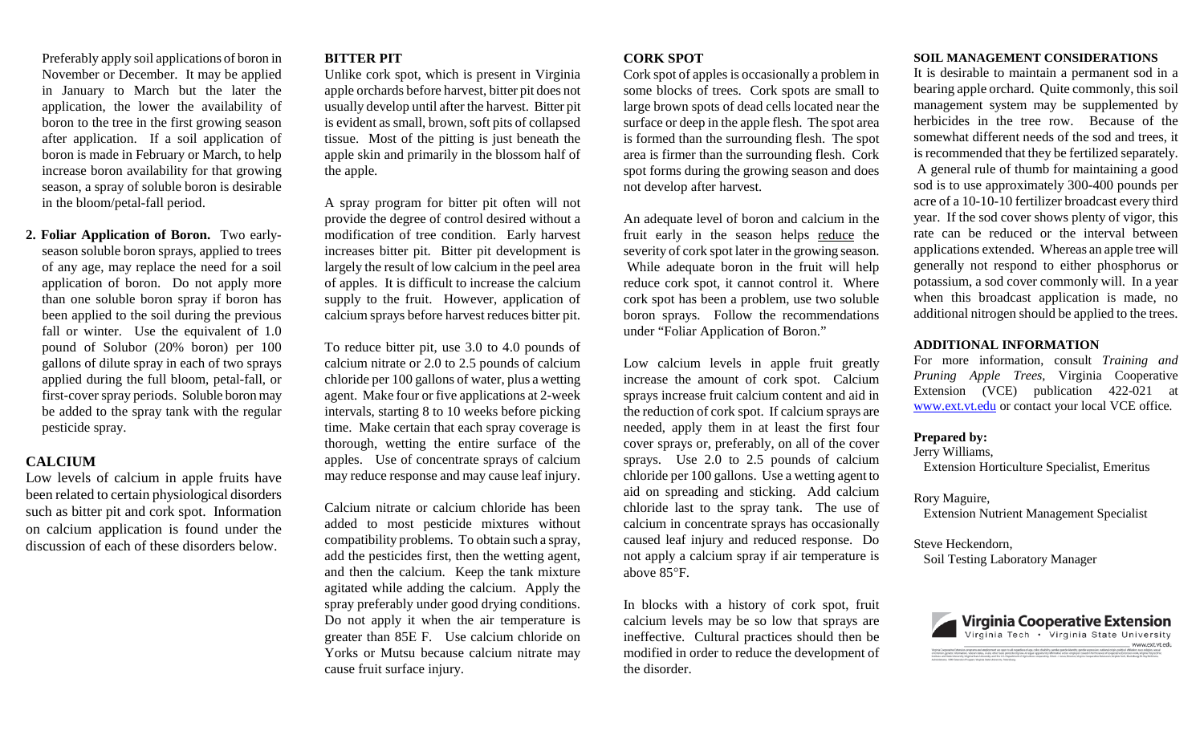Preferably apply soil applications of boron in November or December. It may be applied in January to March but the later the application, the lower the availability of boron to the tree in the first growing season after application. If a soil application of boron is made in February or March, to help increase boron availability for that growing season, a spray of soluble boron is desirable in the bloom/petal-fall period.

2. **Foliar Application of Boron.** Two early-season soluble boron sprays, applied to trees of any age, may replace the need for a soil application of boron. Do not apply more than one soluble boron spray if boron has been applied to the soil during the previous fall or winter. Use the equivalent of 1.0 pound of Solubor (20% boron) per 100 gallons of dilute spray in each of two sprays applied during the full bloom, petal-fall, or first-cover spray periods. Soluble boron may be added to the spray tank with the regular pesticide spray.

## CALCIUM

Low levels of calcium in apple fruits have been related to certain physiological disorders such as bitter pit and cork spot. Information on calcium application is found under the discussion of each of these disorders below.

## BITTER PIT

Unlike cork spot, which is present in Virginia apple orchards before harvest, bitter pit does not usually develop until after the harvest. Bitter pit is evident as small, brown, soft pits of collapsed tissue. Most of the pitting is just beneath the apple skin and primarily in the blossom half of the apple.

A spray program for bitter pit often will not provide the degree of control desired without a modification of tree condition. Early harvest increases bitter pit. Bitter pit development is largely the result of low calcium in the peel area of apples. It is difficult to increase the calcium supply to the fruit. However, application of calcium sprays before harvest reduces bitter pit.

To reduce bitter pit, use 3.0 to 4.0 pounds of calcium nitrate or 2.0 to 2.5 pounds of calcium chloride per 100 gallons of water, plus a wetting agent. Make four or five applications at 2-week intervals, starting 8 to 10 weeks before picking time. Make certain that each spray coverage is thorough, wetting the entire surface of the apples. Use of concentrate sprays of calcium may reduce response and may cause leaf injury.

Calcium nitrate or calcium chloride has been added to most pesticide mixtures without compatibility problems. To obtain such a spray, add the pesticides first, then the wetting agent, and then the calcium. Keep the tank mixture agitated while adding the calcium. Apply the spray preferably under good drying conditions. Do not apply it when the air temperature is greater than 85E F. Use calcium chloride on Yorks or Mutsu because calcium nitrate may cause fruit surface injury.

## CORK SPOT

Cork spot of apples is occasionally a problem in some blocks of trees. Cork spots are small to large brown spots of dead cells located near the surface or deep in the apple flesh. The spot area is formed than the surrounding flesh. The spot area is firmer than the surrounding flesh. Cork spot forms during the growing season and does not develop after harvest.

An adequate level of boron and calcium in the fruit early in the season helps reduce the severity of cork spot later in the growing season. While adequate boron in the fruit will help reduce cork spot, it cannot control it. Where cork spot has been a problem, use two soluble boron sprays. Follow the recommendations under "Foliar Application of Boron."

Low calcium levels in apple fruit greatly increase the amount of cork spot. Calcium sprays increase fruit calcium content and aid in the reduction of cork spot. If calcium sprays are needed, apply them in at least the first four cover sprays or, preferably, on all of the cover sprays. Use 2.0 to 2.5 pounds of calcium chloride per 100 gallons. Use a wetting agent to aid on spreading and sticking. Add calcium chloride last to the spray tank. The use of calcium in concentrate sprays has occasionally caused leaf injury and reduced response. Do not apply a calcium spray if air temperature is above 85°F.

In blocks with a history of cork spot, fruit calcium levels may be so low that sprays are ineffective. Cultural practices should then be modified in order to reduce the development of the disorder.

## SOIL MANAGEMENT CONSIDERATIONS

It is desirable to maintain a permanent sod in a bearing apple orchard. Quite commonly, this soil management system may be supplemented by herbicides in the tree row. Because of the somewhat different needs of the sod and trees, it is recommended that they be fertilized separately. A general rule of thumb for maintaining a good sod is to use approximately 300-400 pounds per acre of a 10-10-10 fertilizer broadcast every third year. If the sod cover shows plenty of vigor, this rate can be reduced or the interval between applications extended. Whereas an apple tree will generally not respond to either phosphorus or potassium, a sod cover commonly will. In a year when this broadcast application is made, no additional nitrogen should be applied to the trees.

## ADDITIONAL INFORMATION

For more information, consult *Training and Pruning Apple Trees*, Virginia Cooperative Extension (VCE) publication 422-021 at www.ext.vt.edu or contact your local VCE office.

**Prepared by:**

Jerry Williams,
Extension Horticulture Specialist, Emeritus

Rory Maguire,
Extension Nutrient Management Specialist

Steve Heckendorn,
Soil Testing Laboratory Manager

**Virginia Cooperative Extension**
Virginia Tech • Virginia State University
www.ext.vt.edu